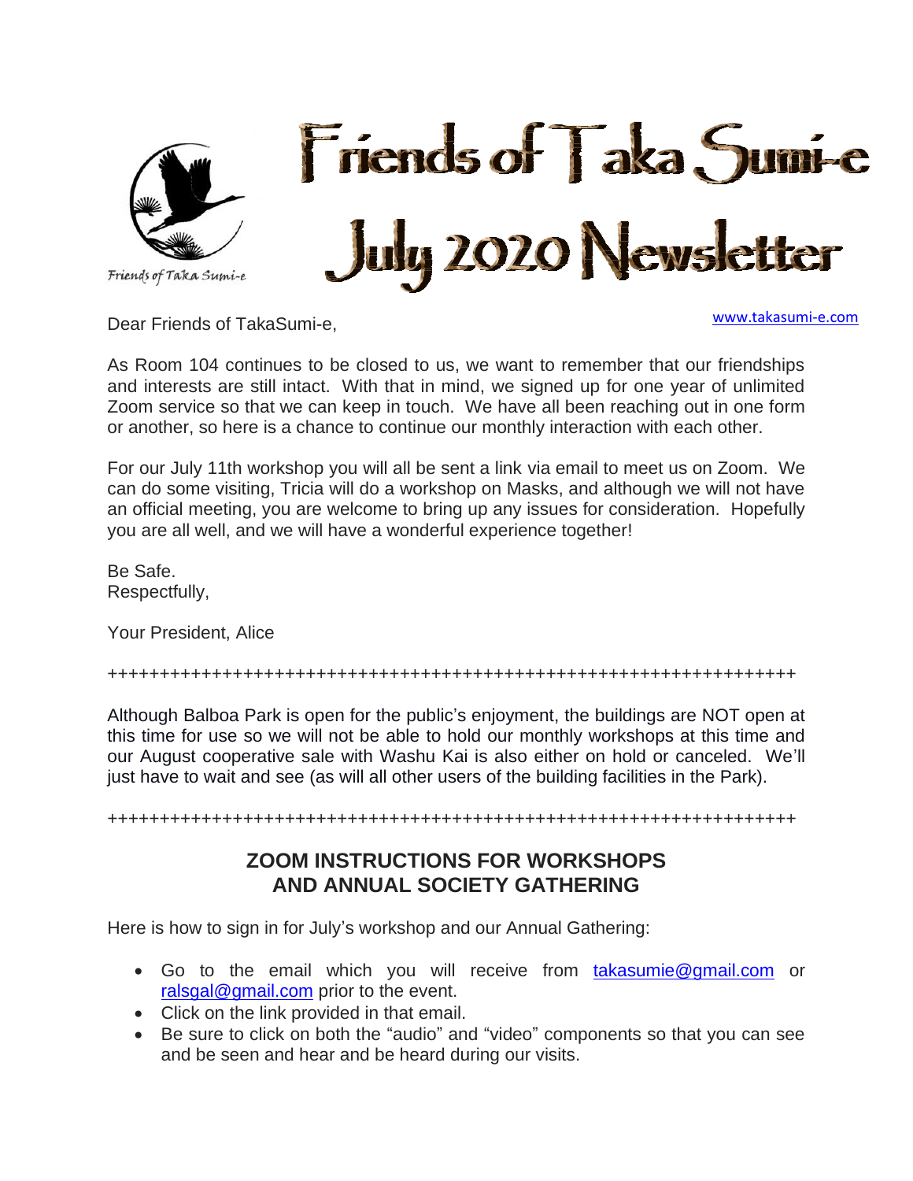Friends of Taka Sumi-e

# Friends of Taka Sumi-e
# July 2020 Newsletter

www.takasumi-e.com

Dear Friends of TakaSumi-e,

As Room 104 continues to be closed to us, we want to remember that our friendships and interests are still intact. With that in mind, we signed up for one year of unlimited Zoom service so that we can keep in touch. We have all been reaching out in one form or another, so here is a chance to continue our monthly interaction with each other.

For our July 11th workshop you will all be sent a link via email to meet us on Zoom. We can do some visiting, Tricia will do a workshop on Masks, and although we will not have an official meeting, you are welcome to bring up any issues for consideration. Hopefully you are all well, and we will have a wonderful experience together!

Be Safe.
Respectfully,

Your President, Alice

++++++++++++++++++++++++++++++++++++++++++++++++++++++++++++++++++++++

Although Balboa Park is open for the public's enjoyment, the buildings are NOT open at this time for use so we will not be able to hold our monthly workshops at this time and our August cooperative sale with Washu Kai is also either on hold or canceled. We'll just have to wait and see (as will all other users of the building facilities in the Park).

++++++++++++++++++++++++++++++++++++++++++++++++++++++++++++++++++++++

## ZOOM INSTRUCTIONS FOR WORKSHOPS AND ANNUAL SOCIETY GATHERING

Here is how to sign in for July's workshop and our Annual Gathering:

- Go to the email which you will receive from takasumie@gmail.com or ralsgal@gmail.com prior to the event.
- Click on the link provided in that email.
- Be sure to click on both the "audio" and "video" components so that you can see and be seen and hear and be heard during our visits.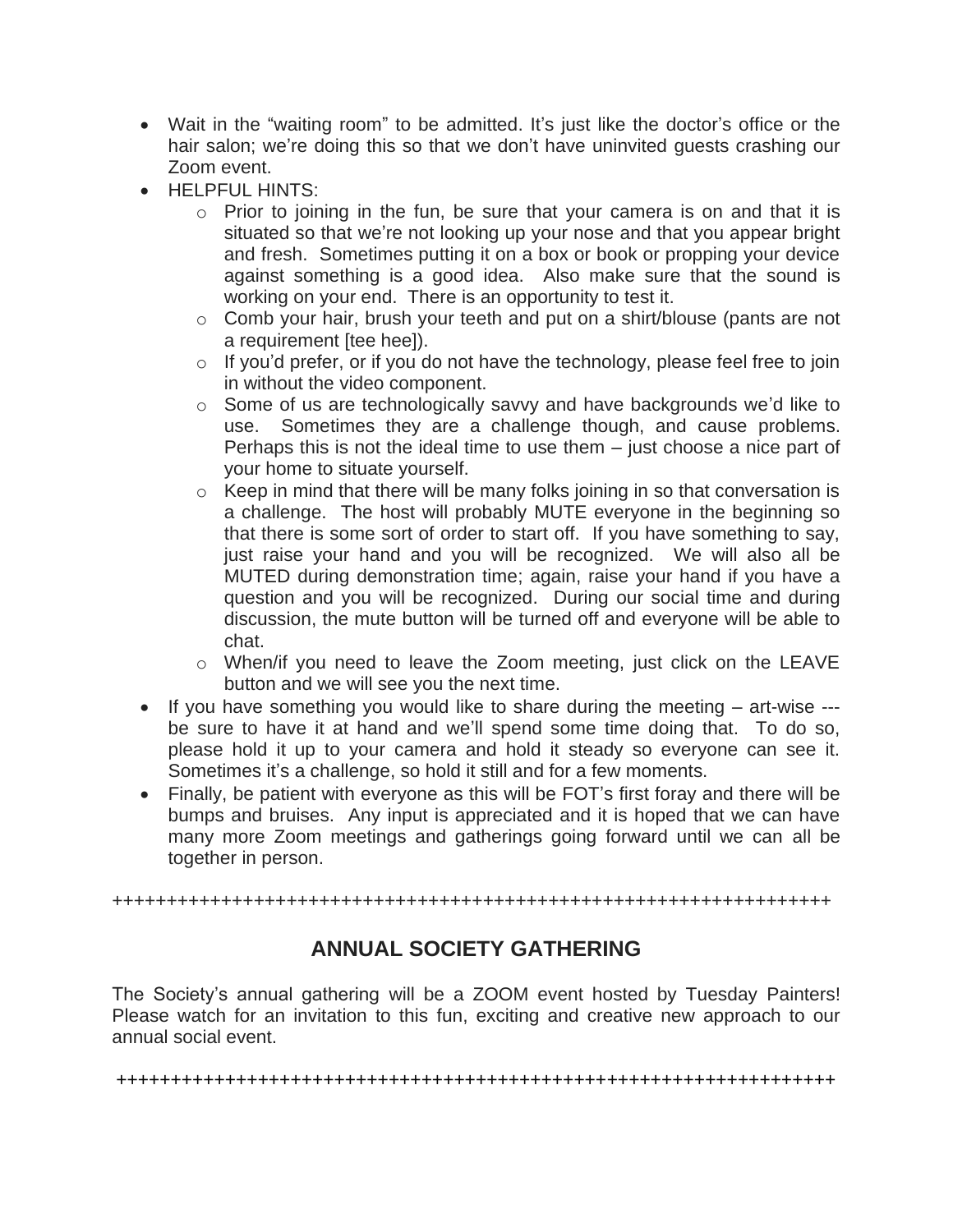- Wait in the "waiting room" to be admitted. It's just like the doctor's office or the hair salon; we're doing this so that we don't have uninvited guests crashing our Zoom event.
- HELPFUL HINTS:
  - Prior to joining in the fun, be sure that your camera is on and that it is situated so that we're not looking up your nose and that you appear bright and fresh. Sometimes putting it on a box or book or propping your device against something is a good idea. Also make sure that the sound is working on your end. There is an opportunity to test it.
  - Comb your hair, brush your teeth and put on a shirt/blouse (pants are not a requirement [tee hee]).
  - If you'd prefer, or if you do not have the technology, please feel free to join in without the video component.
  - Some of us are technologically savvy and have backgrounds we'd like to use. Sometimes they are a challenge though, and cause problems. Perhaps this is not the ideal time to use them – just choose a nice part of your home to situate yourself.
  - Keep in mind that there will be many folks joining in so that conversation is a challenge. The host will probably MUTE everyone in the beginning so that there is some sort of order to start off. If you have something to say, just raise your hand and you will be recognized. We will also all be MUTED during demonstration time; again, raise your hand if you have a question and you will be recognized. During our social time and during discussion, the mute button will be turned off and everyone will be able to chat.
  - When/if you need to leave the Zoom meeting, just click on the LEAVE button and we will see you the next time.
- If you have something you would like to share during the meeting – art-wise --- be sure to have it at hand and we'll spend some time doing that. To do so, please hold it up to your camera and hold it steady so everyone can see it. Sometimes it's a challenge, so hold it still and for a few moments.
- Finally, be patient with everyone as this will be FOT's first foray and there will be bumps and bruises. Any input is appreciated and it is hoped that we can have many more Zoom meetings and gatherings going forward until we can all be together in person.

++++++++++++++++++++++++++++++++++++++++++++++++++++++++++++++++++++

## ANNUAL SOCIETY GATHERING

The Society's annual gathering will be a ZOOM event hosted by Tuesday Painters! Please watch for an invitation to this fun, exciting and creative new approach to our annual social event.

++++++++++++++++++++++++++++++++++++++++++++++++++++++++++++++++++++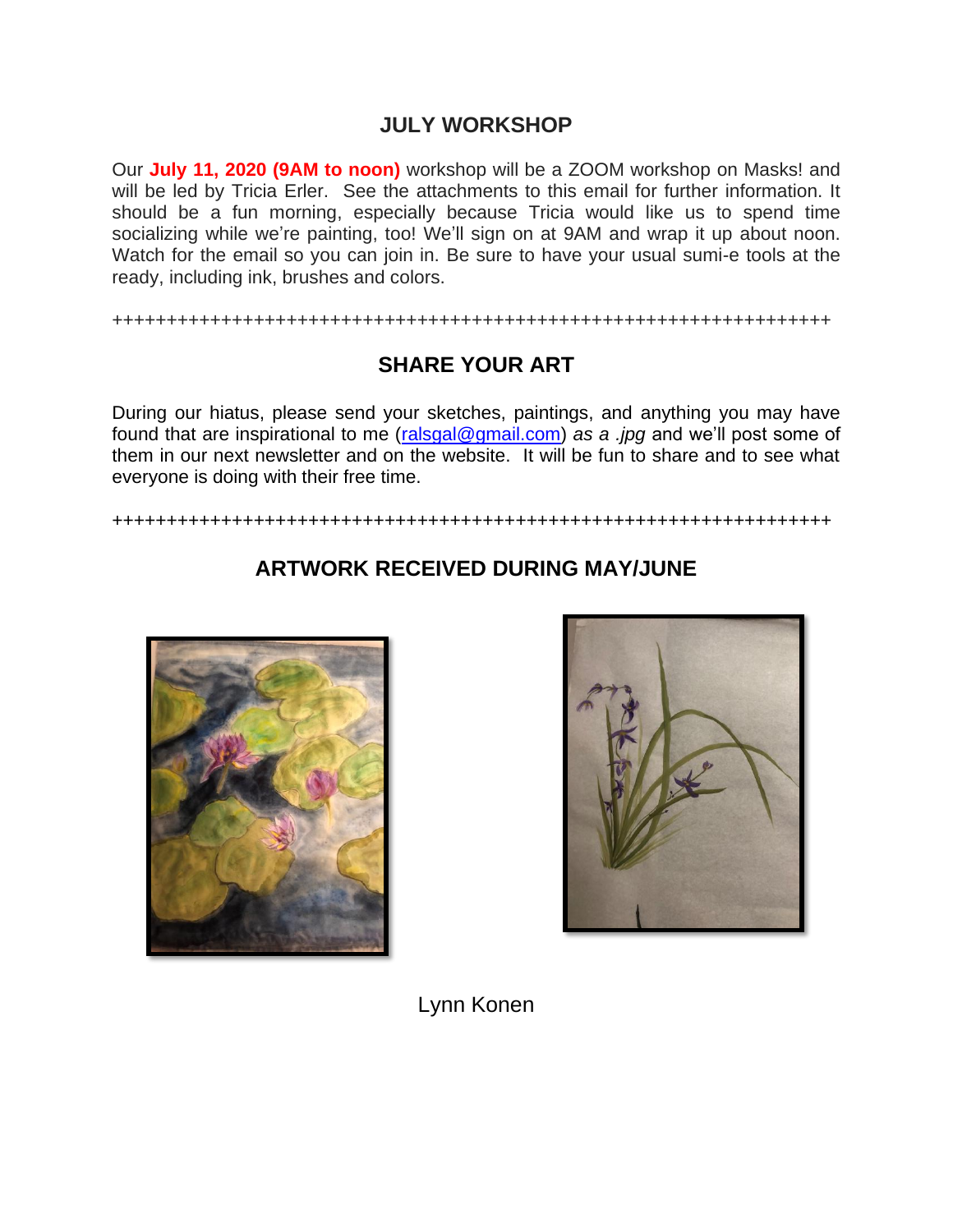## JULY WORKSHOP

Our **July 11, 2020 (9AM to noon)** workshop will be a ZOOM workshop on Masks! and will be led by Tricia Erler. See the attachments to this email for further information. It should be a fun morning, especially because Tricia would like us to spend time socializing while we're painting, too! We'll sign on at 9AM and wrap it up about noon. Watch for the email so you can join in. Be sure to have your usual sumi-e tools at the ready, including ink, brushes and colors.

++++++++++++++++++++++++++++++++++++++++++++++++++++++++++++++++++++++++

## SHARE YOUR ART

During our hiatus, please send your sketches, paintings, and anything you may have found that are inspirational to me (ralsgal@gmail.com) *as a .jpg* and we'll post some of them in our next newsletter and on the website. It will be fun to share and to see what everyone is doing with their free time.

++++++++++++++++++++++++++++++++++++++++++++++++++++++++++++++++++++++++

## ARTWORK RECEIVED DURING MAY/JUNE

Lynn Konen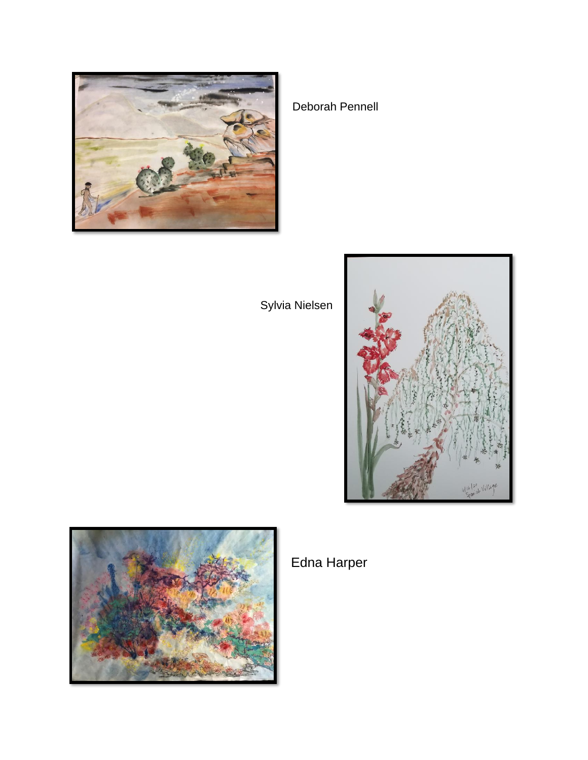Deborah Pennell

Sylvia Nielsen

Edna Harper